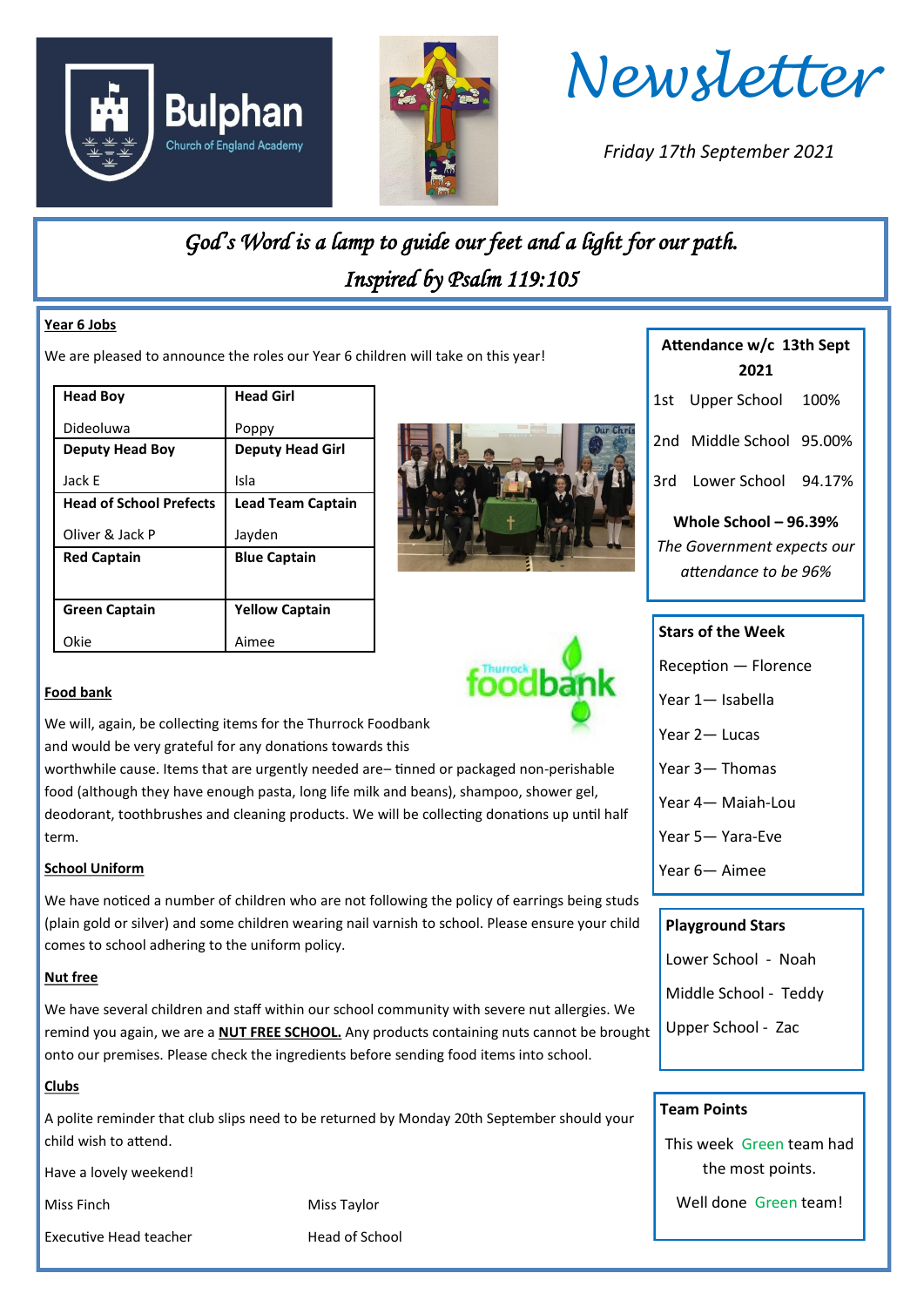Bulphan Church of England Academy

# Newsletter

*Friday 17th September 2021*

*God's Word is a lamp to guide our feet and a light for our path.*
*Inspired by Psalm 119:105*

## Year 6 Jobs

We are pleased to announce the roles our Year 6 children will take on this year!

| **Head Boy** | **Head Girl** |
|---|---|
| Dideoluwa | Poppy |
| **Deputy Head Boy** | **Deputy Head Girl** |
| Jack E | Isla |
| **Head of School Prefects** | **Lead Team Captain** |
| Oliver & Jack P | Jayden |
| **Red Captain** | **Blue Captain** |
| | |
| **Green Captain** | **Yellow Captain** |
| Okie | Aimee |

## Food bank

We will, again, be collecting items for the Thurrock Foodbank and would be very grateful for any donations towards this worthwhile cause. Items that are urgently needed are– tinned or packaged non-perishable food (although they have enough pasta, long life milk and beans), shampoo, shower gel, deodorant, toothbrushes and cleaning products. We will be collecting donations up until half term.

## School Uniform

We have noticed a number of children who are not following the policy of earrings being studs (plain gold or silver) and some children wearing nail varnish to school. Please ensure your child comes to school adhering to the uniform policy.

## Nut free

We have several children and staff within our school community with severe nut allergies. We remind you again, we are a **NUT FREE SCHOOL.** Any products containing nuts cannot be brought onto our premises. Please check the ingredients before sending food items into school.

## Clubs

A polite reminder that club slips need to be returned by Monday 20th September should your child wish to attend.

Have a lovely weekend!

Miss Finch — Executive Head teacher

Miss Taylor — Head of School

### Attendance w/c 13th Sept 2021

| | | |
|---|---|---|
| 1st | Upper School | 100% |
| 2nd | Middle School | 95.00% |
| 3rd | Lower School | 94.17% |

**Whole School – 96.39%**

*The Government expects our attendance to be 96%*

### Stars of the Week

- Reception — Florence
- Year 1— Isabella
- Year 2— Lucas
- Year 3— Thomas
- Year 4— Maiah-Lou
- Year 5— Yara-Eve
- Year 6— Aimee

### Playground Stars

- Lower School - Noah
- Middle School - Teddy
- Upper School - Zac

### Team Points

This week Green team had the most points.

Well done Green team!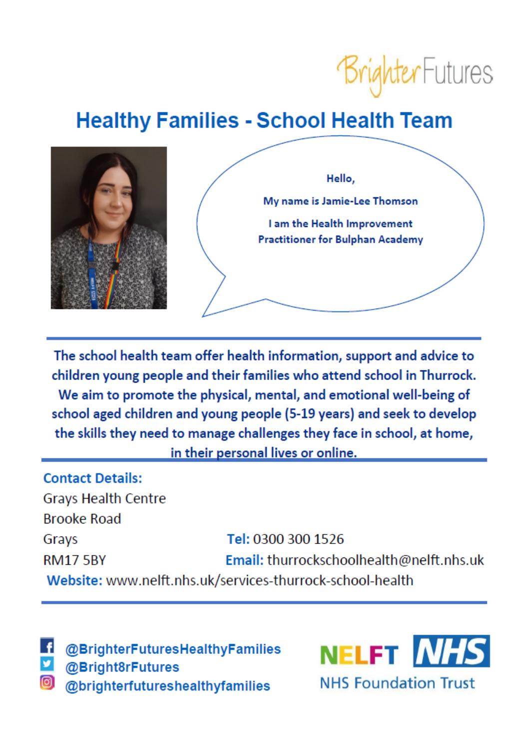Brighter Futures

# Healthy Families - School Health Team

Hello,

My name is Jamie-Lee Thomson

I am the Health Improvement Practitioner for Bulphan Academy

**The school health team offer health information, support and advice to children young people and their families who attend school in Thurrock. We aim to promote the physical, mental, and emotional well-being of school aged children and young people (5-19 years) and seek to develop the skills they need to manage challenges they face in school, at home, in their personal lives or online.**

**Contact Details:**

Grays Health Centre
Brooke Road
Grays
RM17 5BY

**Tel:** 0300 300 1526

**Email:** thurrockschoolhealth@nelft.nhs.uk

**Website:** www.nelft.nhs.uk/services-thurrock-school-health

@BrighterFuturesHealthyFamilies
@Bright8rFutures
@brighterfutureshealthyfamilies

NELFT NHS
NHS Foundation Trust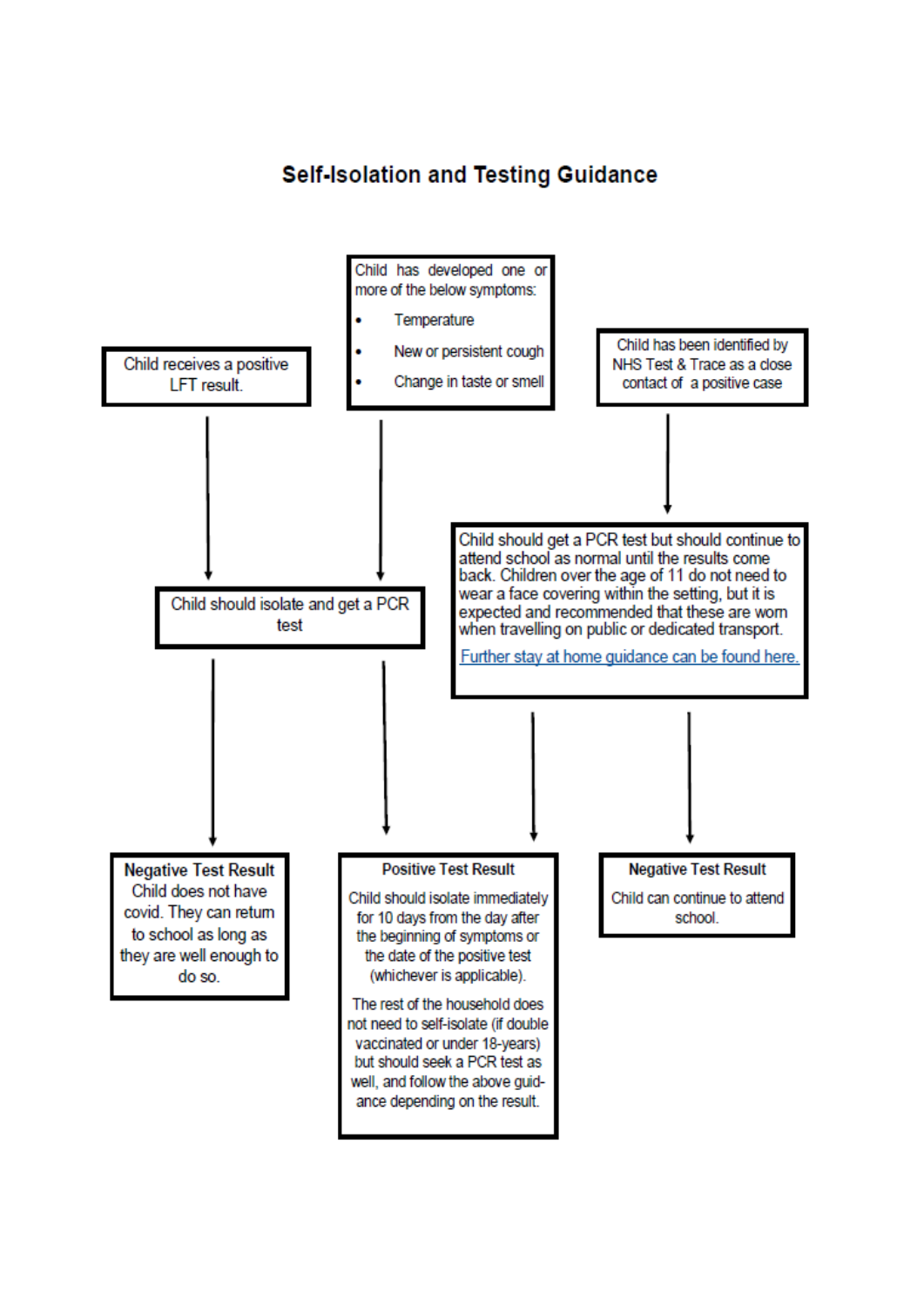# Self-Isolation and Testing Guidance

Child receives a positive LFT result.

Child has developed one or more of the below symptoms:

- Temperature
- New or persistent cough
- Change in taste or smell

Child has been identified by NHS Test & Trace as a close contact of a positive case

Child should isolate and get a PCR test

Child should get a PCR test but should continue to attend school as normal until the results come back. Children over the age of 11 do not need to wear a face covering within the setting, but it is expected and recommended that these are worn when travelling on public or dedicated transport.

Further stay at home guidance can be found here.

**Negative Test Result**

Child does not have covid. They can return to school as long as they are well enough to do so.

**Positive Test Result**

Child should isolate immediately for 10 days from the day after the beginning of symptoms or the date of the positive test (whichever is applicable).

The rest of the household does not need to self-isolate (if double vaccinated or under 18-years) but should seek a PCR test as well, and follow the above guidance depending on the result.

**Negative Test Result**

Child can continue to attend school.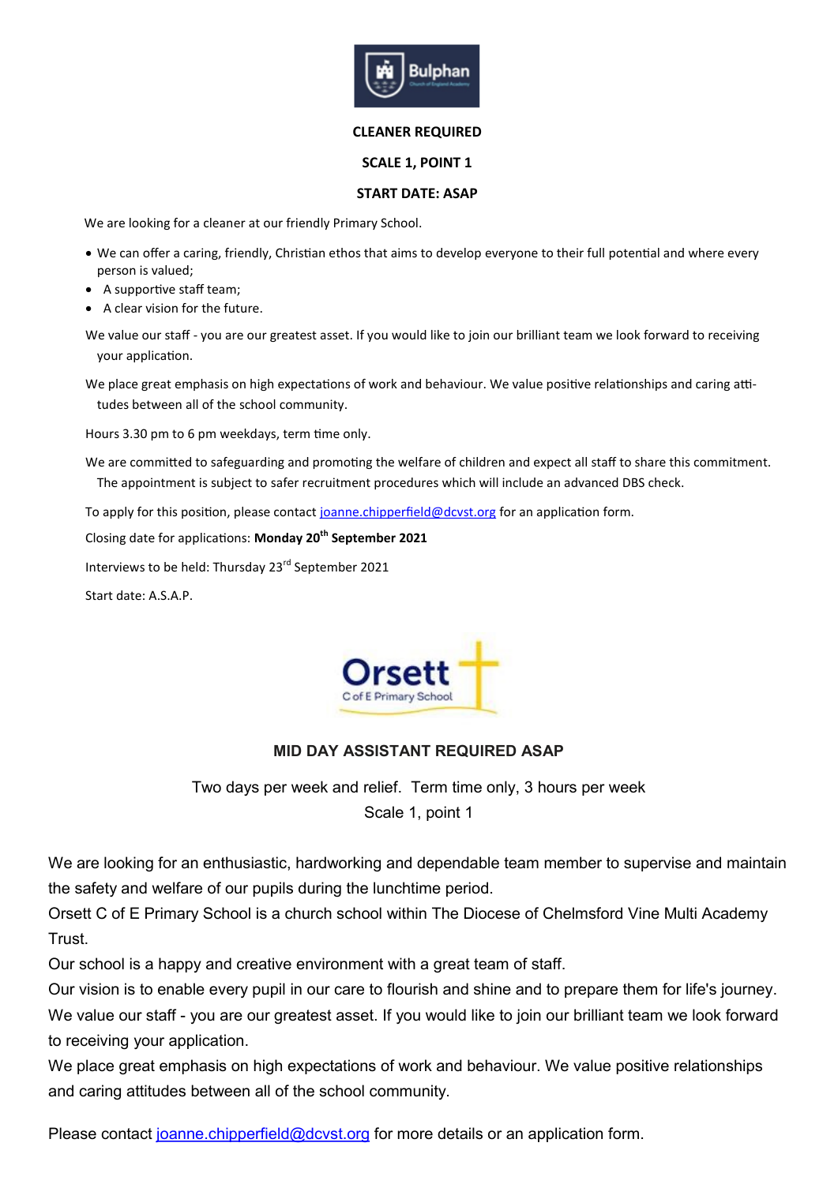Bulphan
Church of England Academy

**CLEANER REQUIRED**

**SCALE 1, POINT 1**

**START DATE: ASAP**

We are looking for a cleaner at our friendly Primary School.

- We can offer a caring, friendly, Christian ethos that aims to develop everyone to their full potential and where every person is valued;
- A supportive staff team;
- A clear vision for the future.

We value our staff - you are our greatest asset. If you would like to join our brilliant team we look forward to receiving your application.

We place great emphasis on high expectations of work and behaviour. We value positive relationships and caring attitudes between all of the school community.

Hours 3.30 pm to 6 pm weekdays, term time only.

We are committed to safeguarding and promoting the welfare of children and expect all staff to share this commitment. The appointment is subject to safer recruitment procedures which will include an advanced DBS check.

To apply for this position, please contact joanne.chipperfield@dcvst.org for an application form.

Closing date for applications: **Monday 20th September 2021**

Interviews to be held: Thursday 23rd September 2021

Start date: A.S.A.P.

Orsett
C of E Primary School

**MID DAY ASSISTANT REQUIRED ASAP**

Two days per week and relief. Term time only, 3 hours per week
Scale 1, point 1

We are looking for an enthusiastic, hardworking and dependable team member to supervise and maintain the safety and welfare of our pupils during the lunchtime period.

Orsett C of E Primary School is a church school within The Diocese of Chelmsford Vine Multi Academy Trust.

Our school is a happy and creative environment with a great team of staff.

Our vision is to enable every pupil in our care to flourish and shine and to prepare them for life's journey.

We value our staff - you are our greatest asset. If you would like to join our brilliant team we look forward to receiving your application.

We place great emphasis on high expectations of work and behaviour. We value positive relationships and caring attitudes between all of the school community.

Please contact joanne.chipperfield@dcvst.org for more details or an application form.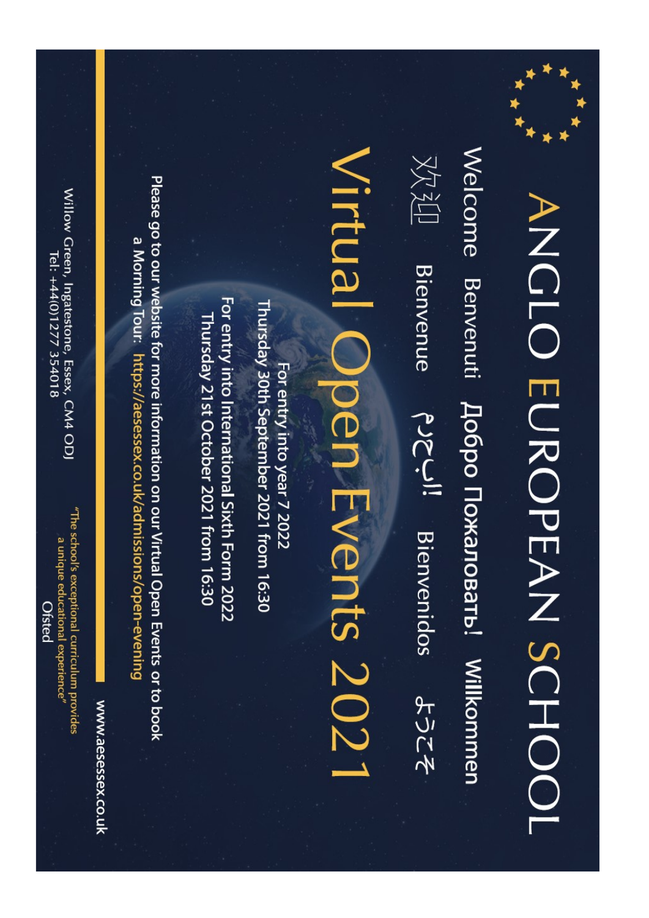# ANGLO EUROPEAN SCHOOL

Welcome Benvenuti Добро Пожаловать! Willkommen

欢迎 Bienvenue !مرحبا Bienvenidos ようこそ

## Virtual Open Events 2021

For entry into year 7 2022
Thursday 30th September 2021 from 16:30

For entry into International Sixth Form 2022
Thursday 21st October 2021 from 16:30

Please go to our website for more information on our Virtual Open Events or to book a Morning Tour: https://aesessex.co.uk/admissions/open-evening

www.aesessex.co.uk

Willow Green, Ingatestone, Essex, CM4 0DJ
Tel: +44(0)1277 354018

"The school's exceptional curriculum provides a unique educational experience"
Ofsted